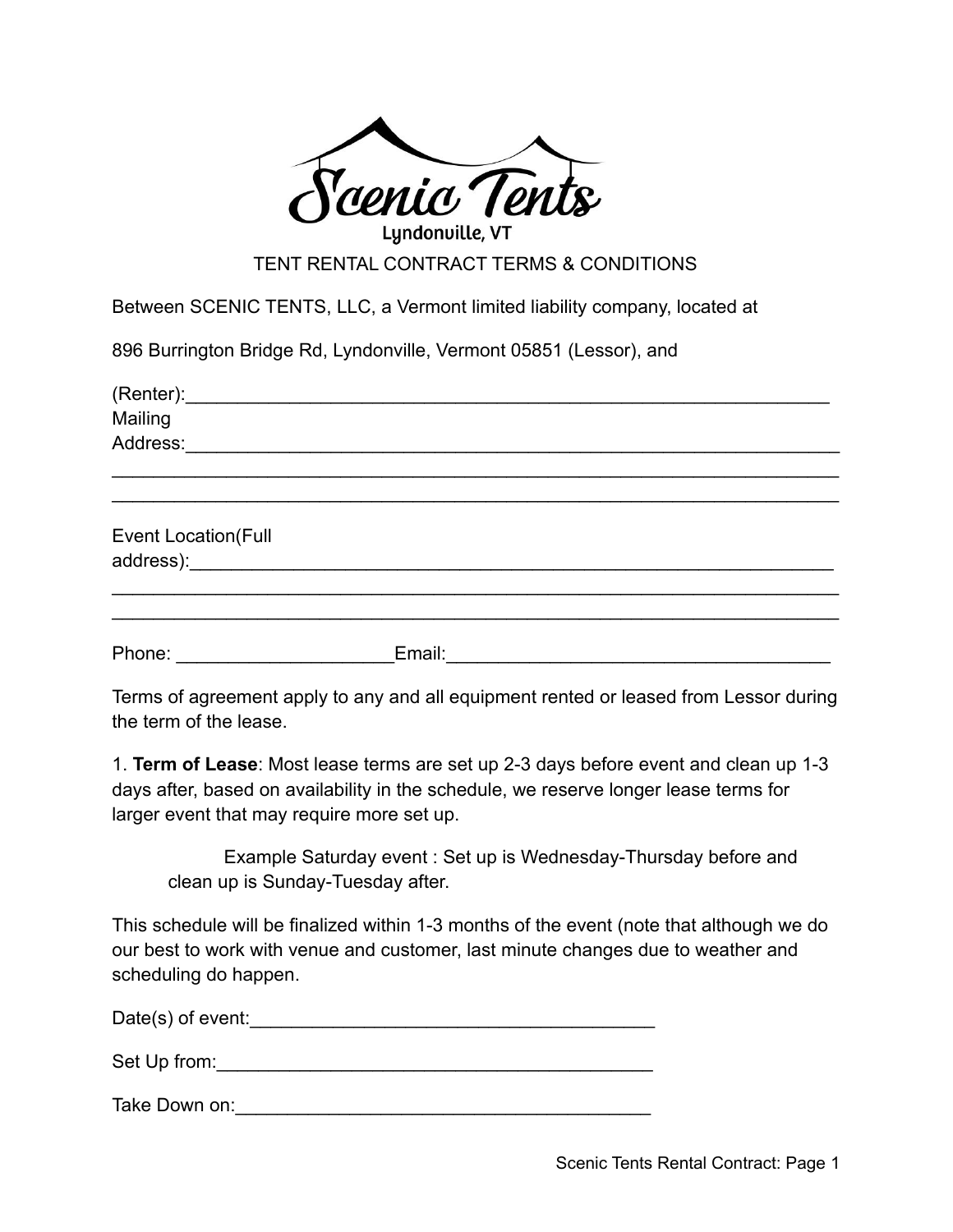Scenic Tents

Lyndonville, VT

TENT RENTAL CONTRACT TERMS & CONDITIONS

Between SCENIC TENTS, LLC, a Vermont limited liability company, located at

896 Burrington Bridge Rd, Lyndonville, Vermont 05851 (Lessor), and

(Renter):_________________________________________________________________

Mailing Address:__________________________________________________________________

__________________________________________________________________________

__________________________________________________________________________

Event Location(Full address):_________________________________________________________________

__________________________________________________________________________

__________________________________________________________________________

Phone: ____________________Email:_____________________________________

Terms of agreement apply to any and all equipment rented or leased from Lessor during the term of the lease.

1. **Term of Lease**: Most lease terms are set up 2-3 days before event and clean up 1-3 days after, based on availability in the schedule, we reserve longer lease terms for larger event that may require more set up.

    Example Saturday event : Set up is Wednesday-Thursday before and clean up is Sunday-Tuesday after.

This schedule will be finalized within 1-3 months of the event (note that although we do our best to work with venue and customer, last minute changes due to weather and scheduling do happen.

Date(s) of event:_______________________________________

Set Up from:___________________________________________

Take Down on:_________________________________________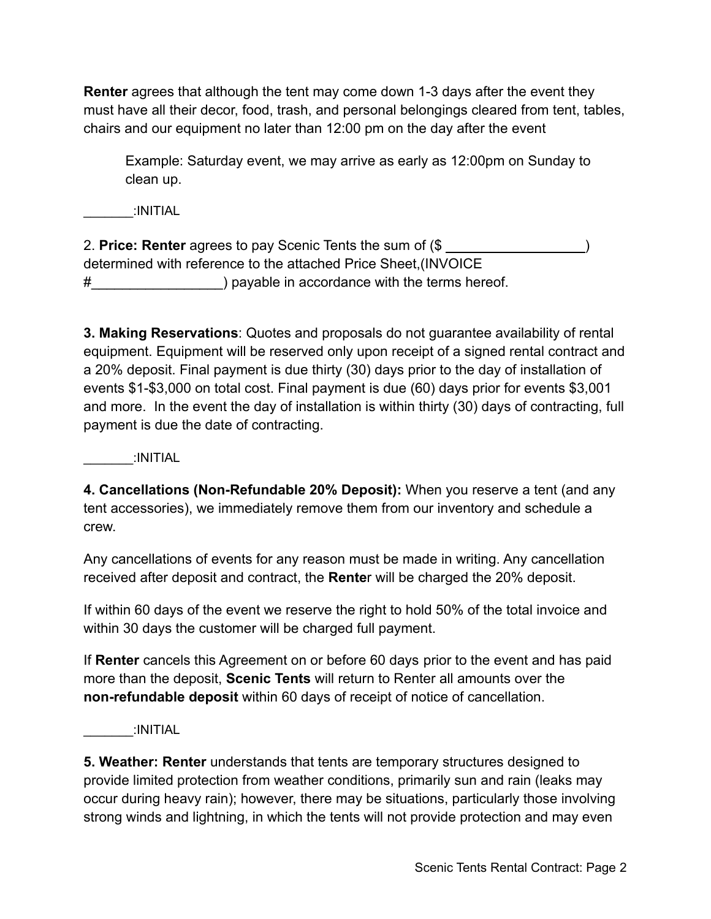**Renter** agrees that although the tent may come down 1-3 days after the event they must have all their decor, food, trash, and personal belongings cleared from tent, tables, chairs and our equipment no later than 12:00 pm on the day after the event

> Example: Saturday event, we may arrive as early as 12:00pm on Sunday to clean up.

_______:INITIAL

2. **Price: Renter** agrees to pay Scenic Tents the sum of ($ __________________) determined with reference to the attached Price Sheet,(INVOICE #_________________) payable in accordance with the terms hereof.

**3. Making Reservations**: Quotes and proposals do not guarantee availability of rental equipment. Equipment will be reserved only upon receipt of a signed rental contract and a 20% deposit. Final payment is due thirty (30) days prior to the day of installation of events $1-$3,000 on total cost. Final payment is due (60) days prior for events $3,001 and more. In the event the day of installation is within thirty (30) days of contracting, full payment is due the date of contracting.

_______:INITIAL

**4. Cancellations (Non-Refundable 20% Deposit):** When you reserve a tent (and any tent accessories), we immediately remove them from our inventory and schedule a crew.

Any cancellations of events for any reason must be made in writing. Any cancellation received after deposit and contract, the **Rente**r will be charged the 20% deposit.

If within 60 days of the event we reserve the right to hold 50% of the total invoice and within 30 days the customer will be charged full payment.

If **Renter** cancels this Agreement on or before 60 days prior to the event and has paid more than the deposit, **Scenic Tents** will return to Renter all amounts over the **non-refundable deposit** within 60 days of receipt of notice of cancellation.

_______:INITIAL

**5. Weather: Renter** understands that tents are temporary structures designed to provide limited protection from weather conditions, primarily sun and rain (leaks may occur during heavy rain); however, there may be situations, particularly those involving strong winds and lightning, in which the tents will not provide protection and may even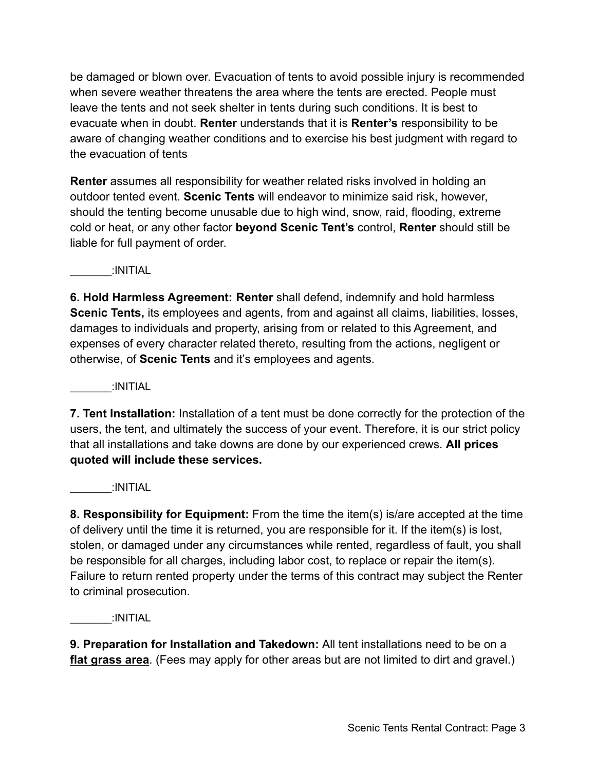be damaged or blown over. Evacuation of tents to avoid possible injury is recommended when severe weather threatens the area where the tents are erected. People must leave the tents and not seek shelter in tents during such conditions. It is best to evacuate when in doubt. **Renter** understands that it is **Renter's** responsibility to be aware of changing weather conditions and to exercise his best judgment with regard to the evacuation of tents

**Renter** assumes all responsibility for weather related risks involved in holding an outdoor tented event. **Scenic Tents** will endeavor to minimize said risk, however, should the tenting become unusable due to high wind, snow, raid, flooding, extreme cold or heat, or any other factor **beyond Scenic Tent's** control, **Renter** should still be liable for full payment of order.

_______:INITIAL

**6. Hold Harmless Agreement: Renter** shall defend, indemnify and hold harmless **Scenic Tents,** its employees and agents, from and against all claims, liabilities, losses, damages to individuals and property, arising from or related to this Agreement, and expenses of every character related thereto, resulting from the actions, negligent or otherwise, of **Scenic Tents** and it's employees and agents.

_______:INITIAL

**7. Tent Installation:** Installation of a tent must be done correctly for the protection of the users, the tent, and ultimately the success of your event. Therefore, it is our strict policy that all installations and take downs are done by our experienced crews. **All prices quoted will include these services.**

_______:INITIAL

**8. Responsibility for Equipment:** From the time the item(s) is/are accepted at the time of delivery until the time it is returned, you are responsible for it. If the item(s) is lost, stolen, or damaged under any circumstances while rented, regardless of fault, you shall be responsible for all charges, including labor cost, to replace or repair the item(s). Failure to return rented property under the terms of this contract may subject the Renter to criminal prosecution.

_______:INITIAL

**9. Preparation for Installation and Takedown:** All tent installations need to be on a **<u>flat grass area</u>**. (Fees may apply for other areas but are not limited to dirt and gravel.)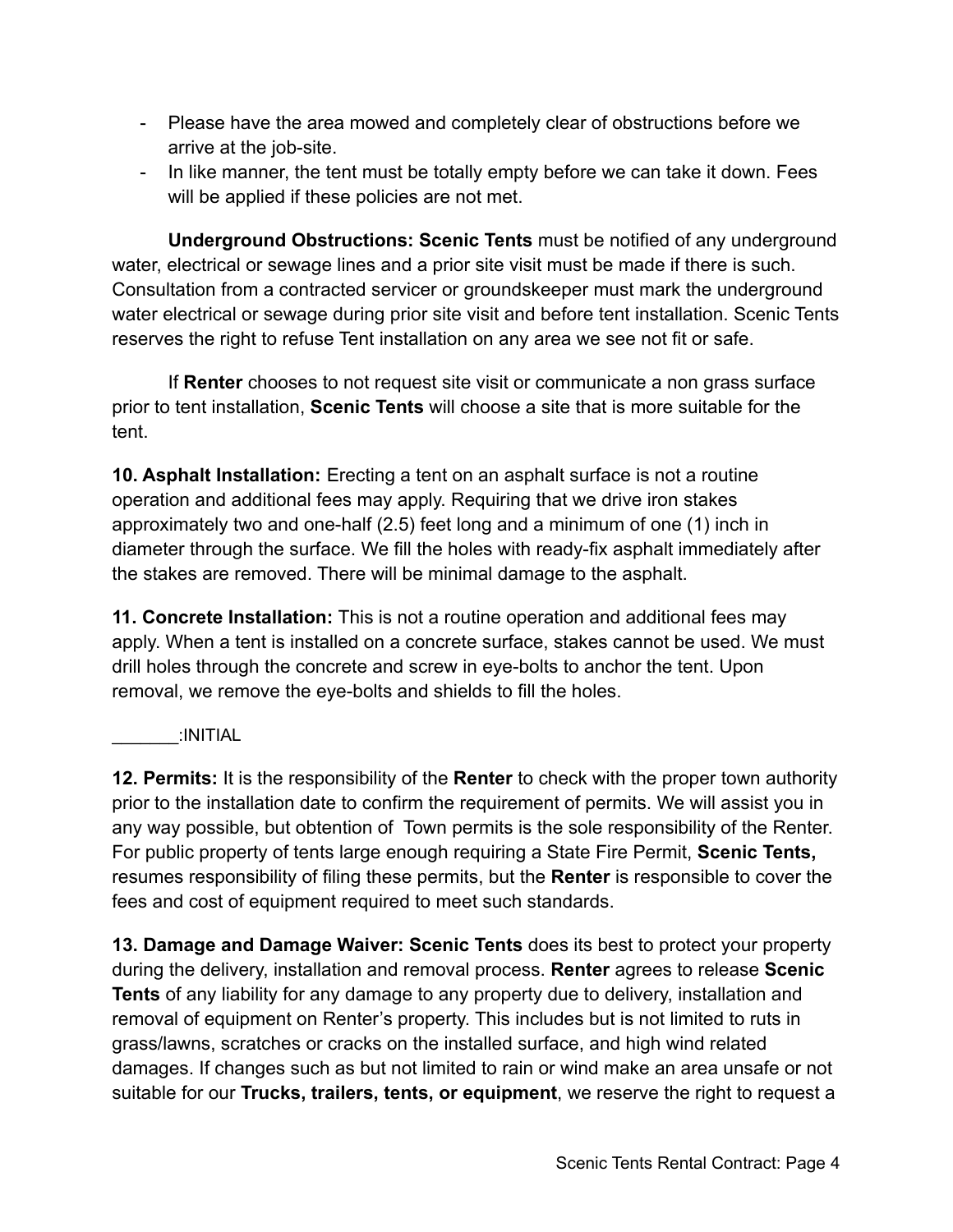- Please have the area mowed and completely clear of obstructions before we arrive at the job-site.
- In like manner, the tent must be totally empty before we can take it down. Fees will be applied if these policies are not met.

**Underground Obstructions: Scenic Tents** must be notified of any underground water, electrical or sewage lines and a prior site visit must be made if there is such. Consultation from a contracted servicer or groundskeeper must mark the underground water electrical or sewage during prior site visit and before tent installation. Scenic Tents reserves the right to refuse Tent installation on any area we see not fit or safe.

If **Renter** chooses to not request site visit or communicate a non grass surface prior to tent installation, **Scenic Tents** will choose a site that is more suitable for the tent.

**10. Asphalt Installation:** Erecting a tent on an asphalt surface is not a routine operation and additional fees may apply. Requiring that we drive iron stakes approximately two and one-half (2.5) feet long and a minimum of one (1) inch in diameter through the surface. We fill the holes with ready-fix asphalt immediately after the stakes are removed. There will be minimal damage to the asphalt.

**11. Concrete Installation:** This is not a routine operation and additional fees may apply. When a tent is installed on a concrete surface, stakes cannot be used. We must drill holes through the concrete and screw in eye-bolts to anchor the tent. Upon removal, we remove the eye-bolts and shields to fill the holes.

_______:INITIAL

**12. Permits:** It is the responsibility of the **Renter** to check with the proper town authority prior to the installation date to confirm the requirement of permits. We will assist you in any way possible, but obtention of Town permits is the sole responsibility of the Renter. For public property of tents large enough requiring a State Fire Permit, **Scenic Tents,** resumes responsibility of filing these permits, but the **Renter** is responsible to cover the fees and cost of equipment required to meet such standards.

**13. Damage and Damage Waiver: Scenic Tents** does its best to protect your property during the delivery, installation and removal process. **Renter** agrees to release **Scenic Tents** of any liability for any damage to any property due to delivery, installation and removal of equipment on Renter's property. This includes but is not limited to ruts in grass/lawns, scratches or cracks on the installed surface, and high wind related damages. If changes such as but not limited to rain or wind make an area unsafe or not suitable for our **Trucks, trailers, tents, or equipment**, we reserve the right to request a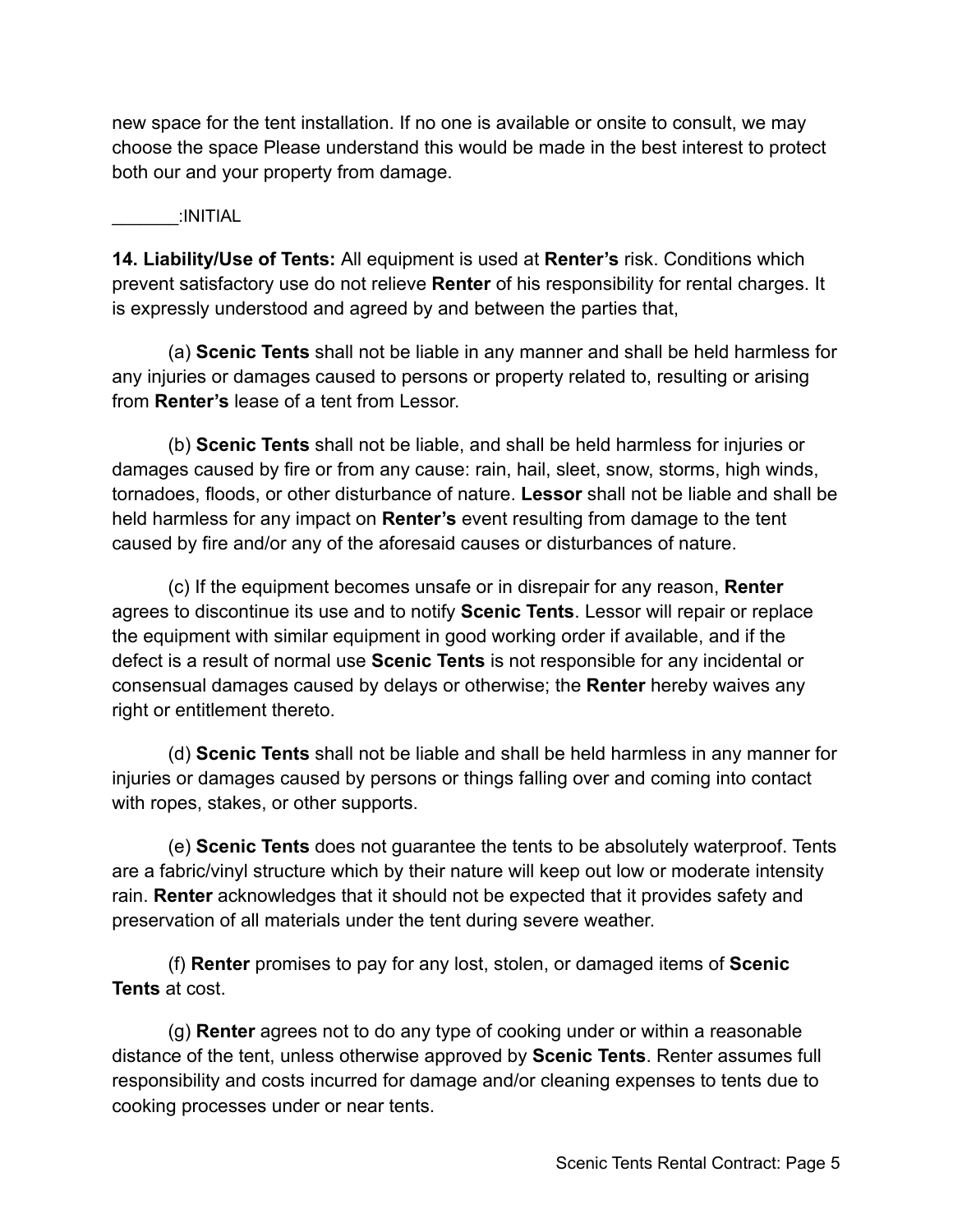new space for the tent installation. If no one is available or onsite to consult, we may choose the space Please understand this would be made in the best interest to protect both our and your property from damage.

_______:INITIAL

**14. Liability/Use of Tents:** All equipment is used at **Renter's** risk. Conditions which prevent satisfactory use do not relieve **Renter** of his responsibility for rental charges. It is expressly understood and agreed by and between the parties that,

(a) **Scenic Tents** shall not be liable in any manner and shall be held harmless for any injuries or damages caused to persons or property related to, resulting or arising from **Renter's** lease of a tent from Lessor.

(b) **Scenic Tents** shall not be liable, and shall be held harmless for injuries or damages caused by fire or from any cause: rain, hail, sleet, snow, storms, high winds, tornadoes, floods, or other disturbance of nature. **Lessor** shall not be liable and shall be held harmless for any impact on **Renter's** event resulting from damage to the tent caused by fire and/or any of the aforesaid causes or disturbances of nature.

(c) If the equipment becomes unsafe or in disrepair for any reason, **Renter** agrees to discontinue its use and to notify **Scenic Tents**. Lessor will repair or replace the equipment with similar equipment in good working order if available, and if the defect is a result of normal use **Scenic Tents** is not responsible for any incidental or consensual damages caused by delays or otherwise; the **Renter** hereby waives any right or entitlement thereto.

(d) **Scenic Tents** shall not be liable and shall be held harmless in any manner for injuries or damages caused by persons or things falling over and coming into contact with ropes, stakes, or other supports.

(e) **Scenic Tents** does not guarantee the tents to be absolutely waterproof. Tents are a fabric/vinyl structure which by their nature will keep out low or moderate intensity rain. **Renter** acknowledges that it should not be expected that it provides safety and preservation of all materials under the tent during severe weather.

(f) **Renter** promises to pay for any lost, stolen, or damaged items of **Scenic Tents** at cost.

(g) **Renter** agrees not to do any type of cooking under or within a reasonable distance of the tent, unless otherwise approved by **Scenic Tents**. Renter assumes full responsibility and costs incurred for damage and/or cleaning expenses to tents due to cooking processes under or near tents.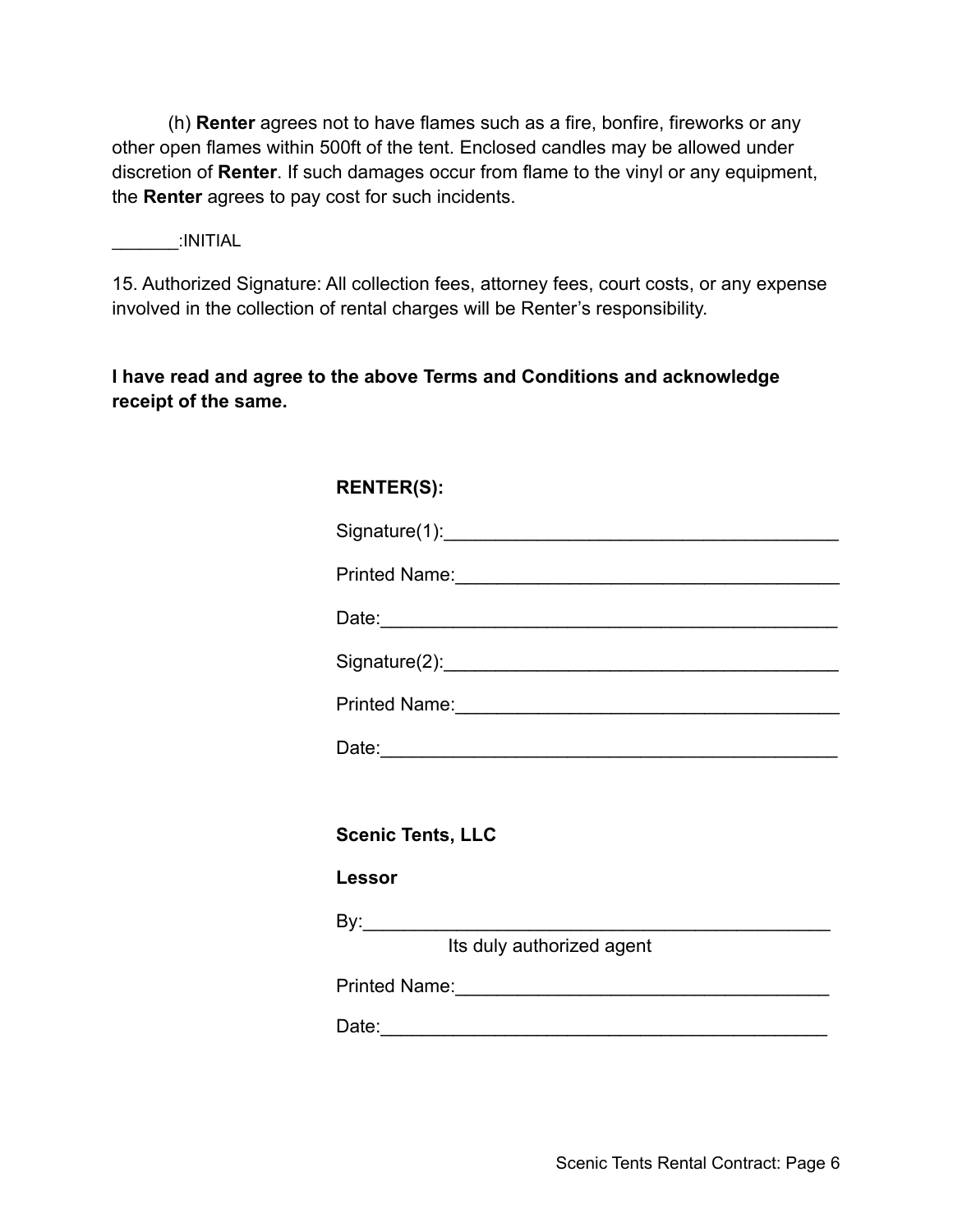(h) **Renter** agrees not to have flames such as a fire, bonfire, fireworks or any other open flames within 500ft of the tent. Enclosed candles may be allowed under discretion of **Renter**. If such damages occur from flame to the vinyl or any equipment, the **Renter** agrees to pay cost for such incidents.

_______:INITIAL

15. Authorized Signature: All collection fees, attorney fees, court costs, or any expense involved in the collection of rental charges will be Renter's responsibility.

**I have read and agree to the above Terms and Conditions and acknowledge receipt of the same.**

**RENTER(S):**

Signature(1):_______________________________________

Printed Name:______________________________________

Date:____________________________________________

Signature(2):_______________________________________

Printed Name:______________________________________

Date:____________________________________________

**Scenic Tents, LLC**

**Lessor**

By:_____________________________________________
Its duly authorized agent

Printed Name:______________________________________

Date:____________________________________________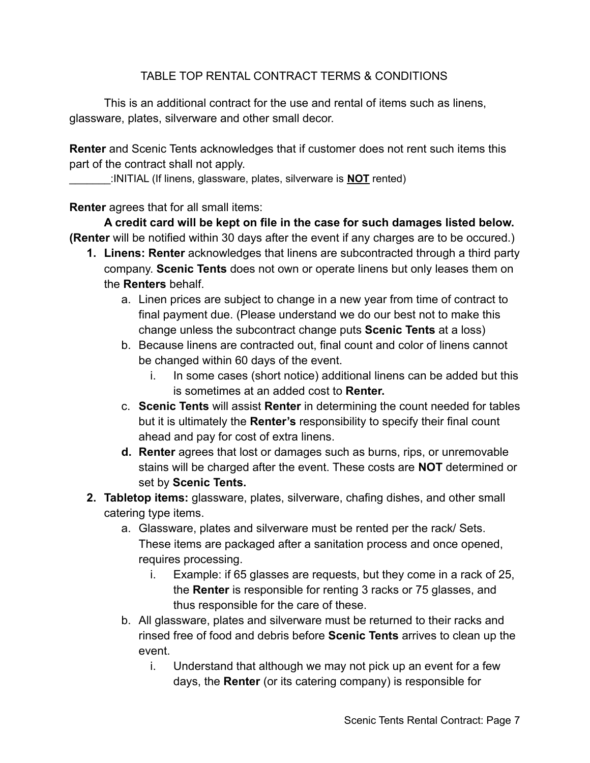TABLE TOP RENTAL CONTRACT TERMS & CONDITIONS

This is an additional contract for the use and rental of items such as linens, glassware, plates, silverware and other small decor.

**Renter** and Scenic Tents acknowledges that if customer does not rent such items this part of the contract shall not apply.

_______:INITIAL (If linens, glassware, plates, silverware is **NOT** rented)

**Renter** agrees that for all small items:

**A credit card will be kept on file in the case for such damages listed below.** **(Renter** will be notified within 30 days after the event if any charges are to be occured.)

1. **Linens: Renter** acknowledges that linens are subcontracted through a third party company. **Scenic Tents** does not own or operate linens but only leases them on the **Renters** behalf.
   a. Linen prices are subject to change in a new year from time of contract to final payment due. (Please understand we do our best not to make this change unless the subcontract change puts **Scenic Tents** at a loss)
   b. Because linens are contracted out, final count and color of linens cannot be changed within 60 days of the event.
      i. In some cases (short notice) additional linens can be added but this is sometimes at an added cost to **Renter.**
   c. **Scenic Tents** will assist **Renter** in determining the count needed for tables but it is ultimately the **Renter's** responsibility to specify their final count ahead and pay for cost of extra linens.
   **d. Renter** agrees that lost or damages such as burns, rips, or unremovable stains will be charged after the event. These costs are **NOT** determined or set by **Scenic Tents.**
2. **Tabletop items:** glassware, plates, silverware, chafing dishes, and other small catering type items.
   a. Glassware, plates and silverware must be rented per the rack/ Sets. These items are packaged after a sanitation process and once opened, requires processing.
      i. Example: if 65 glasses are requests, but they come in a rack of 25, the **Renter** is responsible for renting 3 racks or 75 glasses, and thus responsible for the care of these.
   b. All glassware, plates and silverware must be returned to their racks and rinsed free of food and debris before **Scenic Tents** arrives to clean up the event.
      i. Understand that although we may not pick up an event for a few days, the **Renter** (or its catering company) is responsible for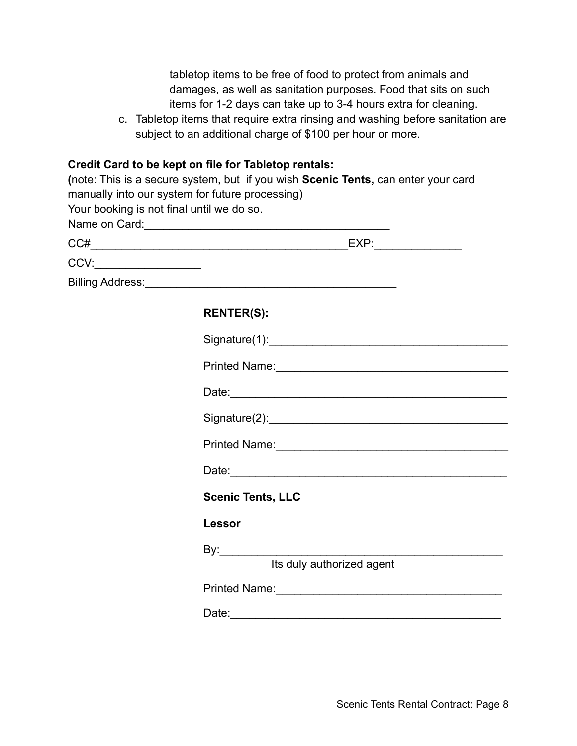tabletop items to be free of food to protect from animals and damages, as well as sanitation purposes. Food that sits on such items for 1-2 days can take up to 3-4 hours extra for cleaning.

c. Tabletop items that require extra rinsing and washing before sanitation are subject to an additional charge of $100 per hour or more.

**Credit Card to be kept on file for Tabletop rentals:**
**(**note: This is a secure system, but if you wish **Scenic Tents,** can enter your card manually into our system for future processing)
Your booking is not final until we do so.

Name on Card:_______________________________________

CC#_________________________________________ EXP:______________

CCV:_________________

Billing Address:_________________________________________

**RENTER(S):**

Signature(1):_______________________________________

Printed Name:_____________________________________

Date:_____________________________________________

Signature(2):_______________________________________

Printed Name:_____________________________________

Date:_____________________________________________

**Scenic Tents, LLC**

**Lessor**

By:_______________________________________________
Its duly authorized agent

Printed Name:_____________________________________

Date:_____________________________________________